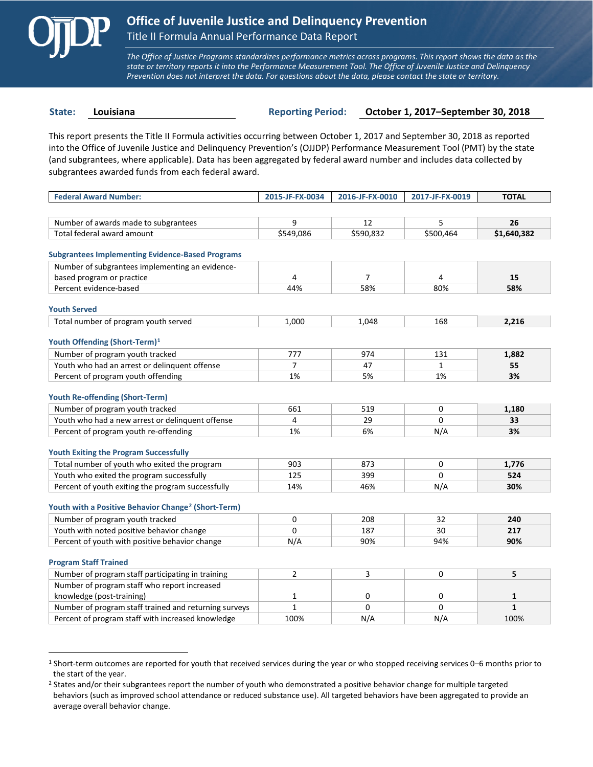# Office of Juvenile Justice and Delinquency Prevention

## Title II Formula Annual Performance Data Report

*The Office of Justice Programs standardizes performance metrics across programs. This report shows the data as the state or territory reports it into the Performance Measurement Tool. The Office of Juvenile Justice and Delinquency Prevention does not interpret the data. For questions about the data, please contact the state or territory.*

**State:** **Louisiana** **Reporting Period:** **October 1, 2017–September 30, 2018**

This report presents the Title II Formula activities occurring between October 1, 2017 and September 30, 2018 as reported into the Office of Juvenile Justice and Delinquency Prevention's (OJJDP) Performance Measurement Tool (PMT) by the state (and subgrantees, where applicable). Data has been aggregated by federal award number and includes data collected by subgrantees awarded funds from each federal award.

| Federal Award Number: | 2015-JF-FX-0034 | 2016-JF-FX-0010 | 2017-JF-FX-0019 | TOTAL |
|---|---|---|---|---|
| Number of awards made to subgrantees | 9 | 12 | 5 | **26** |
| Total federal award amount | $549,086 | $590,832 | $500,464 | **$1,640,382** |
| **Subgrantees Implementing Evidence-Based Programs** | | | | |
| Number of subgrantees implementing an evidence-based program or practice | 4 | 7 | 4 | **15** |
| Percent evidence-based | 44% | 58% | 80% | **58%** |
| **Youth Served** | | | | |
| Total number of program youth served | 1,000 | 1,048 | 168 | **2,216** |
| **Youth Offending (Short-Term)[1]** | | | | |
| Number of program youth tracked | 777 | 974 | 131 | **1,882** |
| Youth who had an arrest or delinquent offense | 7 | 47 | 1 | **55** |
| Percent of program youth offending | 1% | 5% | 1% | **3%** |
| **Youth Re-offending (Short-Term)** | | | | |
| Number of program youth tracked | 661 | 519 | 0 | **1,180** |
| Youth who had a new arrest or delinquent offense | 4 | 29 | 0 | **33** |
| Percent of program youth re-offending | 1% | 6% | N/A | **3%** |
| **Youth Exiting the Program Successfully** | | | | |
| Total number of youth who exited the program | 903 | 873 | 0 | **1,776** |
| Youth who exited the program successfully | 125 | 399 | 0 | **524** |
| Percent of youth exiting the program successfully | 14% | 46% | N/A | **30%** |
| **Youth with a Positive Behavior Change[2] (Short-Term)** | | | | |
| Number of program youth tracked | 0 | 208 | 32 | **240** |
| Youth with noted positive behavior change | 0 | 187 | 30 | **217** |
| Percent of youth with positive behavior change | N/A | 90% | 94% | **90%** |
| **Program Staff Trained** | | | | |
| Number of program staff participating in training | 2 | 3 | 0 | **5** |
| Number of program staff who report increased knowledge (post-training) | 1 | 0 | 0 | **1** |
| Number of program staff trained and returning surveys | 1 | 0 | 0 | **1** |
| Percent of program staff with increased knowledge | 100% | N/A | N/A | 100% |

---

[1] Short-term outcomes are reported for youth that received services during the year or who stopped receiving services 0–6 months prior to the start of the year.

[2] States and/or their subgrantees report the number of youth who demonstrated a positive behavior change for multiple targeted behaviors (such as improved school attendance or reduced substance use). All targeted behaviors have been aggregated to provide an average overall behavior change.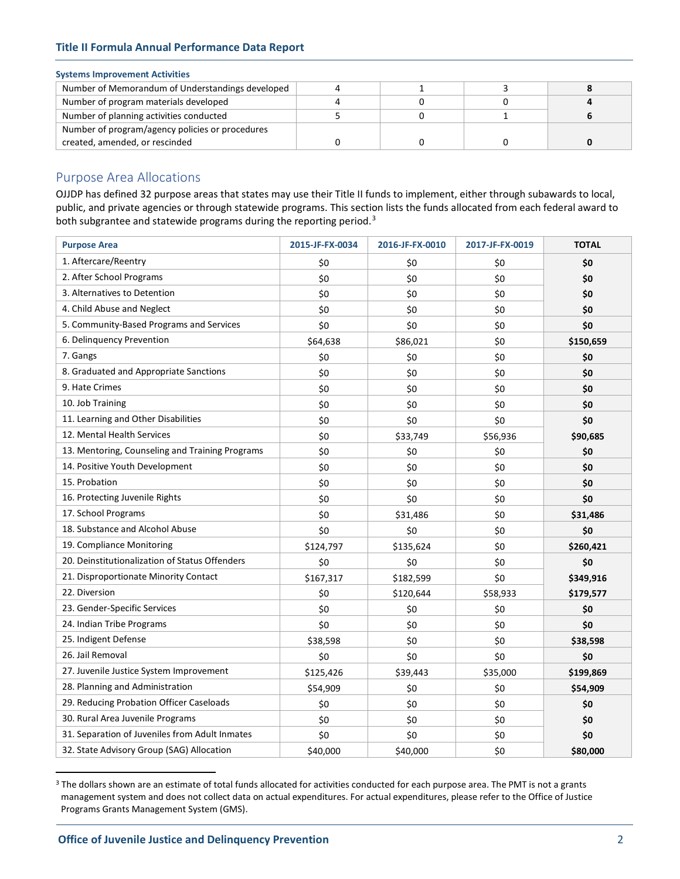### Systems Improvement Activities

| | | | | |
|---|---|---|---|---|
| Number of Memorandum of Understandings developed | 4 | 1 | 3 | **8** |
| Number of program materials developed | 4 | 0 | 0 | **4** |
| Number of planning activities conducted | 5 | 0 | 1 | **6** |
| Number of program/agency policies or procedures created, amended, or rescinded | 0 | 0 | 0 | **0** |

## Purpose Area Allocations

OJJDP has defined 32 purpose areas that states may use their Title II funds to implement, either through subawards to local, public, and private agencies or through statewide programs. This section lists the funds allocated from each federal award to both subgrantee and statewide programs during the reporting period.[3]

| Purpose Area | 2015-JF-FX-0034 | 2016-JF-FX-0010 | 2017-JF-FX-0019 | TOTAL |
|---|---|---|---|---|
| 1. Aftercare/Reentry | $0 | $0 | $0 | **$0** |
| 2. After School Programs | $0 | $0 | $0 | **$0** |
| 3. Alternatives to Detention | $0 | $0 | $0 | **$0** |
| 4. Child Abuse and Neglect | $0 | $0 | $0 | **$0** |
| 5. Community-Based Programs and Services | $0 | $0 | $0 | **$0** |
| 6. Delinquency Prevention | $64,638 | $86,021 | $0 | **$150,659** |
| 7. Gangs | $0 | $0 | $0 | **$0** |
| 8. Graduated and Appropriate Sanctions | $0 | $0 | $0 | **$0** |
| 9. Hate Crimes | $0 | $0 | $0 | **$0** |
| 10. Job Training | $0 | $0 | $0 | **$0** |
| 11. Learning and Other Disabilities | $0 | $0 | $0 | **$0** |
| 12. Mental Health Services | $0 | $33,749 | $56,936 | **$90,685** |
| 13. Mentoring, Counseling and Training Programs | $0 | $0 | $0 | **$0** |
| 14. Positive Youth Development | $0 | $0 | $0 | **$0** |
| 15. Probation | $0 | $0 | $0 | **$0** |
| 16. Protecting Juvenile Rights | $0 | $0 | $0 | **$0** |
| 17. School Programs | $0 | $31,486 | $0 | **$31,486** |
| 18. Substance and Alcohol Abuse | $0 | $0 | $0 | **$0** |
| 19. Compliance Monitoring | $124,797 | $135,624 | $0 | **$260,421** |
| 20. Deinstitutionalization of Status Offenders | $0 | $0 | $0 | **$0** |
| 21. Disproportionate Minority Contact | $167,317 | $182,599 | $0 | **$349,916** |
| 22. Diversion | $0 | $120,644 | $58,933 | **$179,577** |
| 23. Gender-Specific Services | $0 | $0 | $0 | **$0** |
| 24. Indian Tribe Programs | $0 | $0 | $0 | **$0** |
| 25. Indigent Defense | $38,598 | $0 | $0 | **$38,598** |
| 26. Jail Removal | $0 | $0 | $0 | **$0** |
| 27. Juvenile Justice System Improvement | $125,426 | $39,443 | $35,000 | **$199,869** |
| 28. Planning and Administration | $54,909 | $0 | $0 | **$54,909** |
| 29. Reducing Probation Officer Caseloads | $0 | $0 | $0 | **$0** |
| 30. Rural Area Juvenile Programs | $0 | $0 | $0 | **$0** |
| 31. Separation of Juveniles from Adult Inmates | $0 | $0 | $0 | **$0** |
| 32. State Advisory Group (SAG) Allocation | $40,000 | $40,000 | $0 | **$80,000** |

[3] The dollars shown are an estimate of total funds allocated for activities conducted for each purpose area. The PMT is not a grants management system and does not collect data on actual expenditures. For actual expenditures, please refer to the Office of Justice Programs Grants Management System (GMS).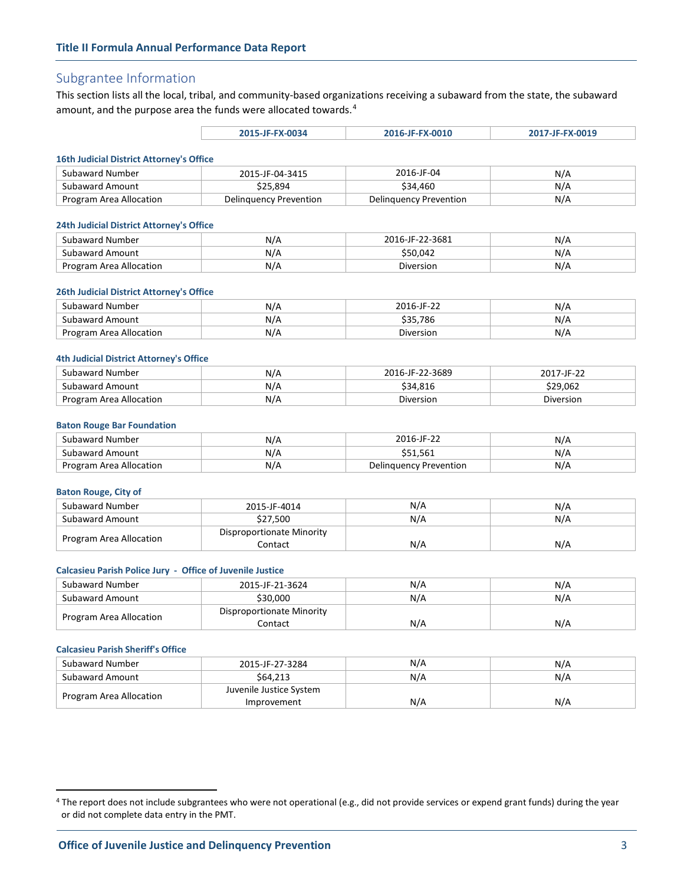## Subgrantee Information

This section lists all the local, tribal, and community-based organizations receiving a subaward from the state, the subaward amount, and the purpose area the funds were allocated towards.[4]

**16th Judicial District Attorney's Office**

| | 2015-JF-FX-0034 | 2016-JF-FX-0010 | 2017-JF-FX-0019 |
|---|---|---|---|
| Subaward Number | 2015-JF-04-3415 | 2016-JF-04 | N/A |
| Subaward Amount | $25,894 | $34,460 | N/A |
| Program Area Allocation | Delinquency Prevention | Delinquency Prevention | N/A |

**24th Judicial District Attorney's Office**

| | 2015-JF-FX-0034 | 2016-JF-FX-0010 | 2017-JF-FX-0019 |
|---|---|---|---|
| Subaward Number | N/A | 2016-JF-22-3681 | N/A |
| Subaward Amount | N/A | $50,042 | N/A |
| Program Area Allocation | N/A | Diversion | N/A |

**26th Judicial District Attorney's Office**

| | 2015-JF-FX-0034 | 2016-JF-FX-0010 | 2017-JF-FX-0019 |
|---|---|---|---|
| Subaward Number | N/A | 2016-JF-22 | N/A |
| Subaward Amount | N/A | $35,786 | N/A |
| Program Area Allocation | N/A | Diversion | N/A |

**4th Judicial District Attorney's Office**

| | 2015-JF-FX-0034 | 2016-JF-FX-0010 | 2017-JF-FX-0019 |
|---|---|---|---|
| Subaward Number | N/A | 2016-JF-22-3689 | 2017-JF-22 |
| Subaward Amount | N/A | $34,816 | $29,062 |
| Program Area Allocation | N/A | Diversion | Diversion |

**Baton Rouge Bar Foundation**

| | 2015-JF-FX-0034 | 2016-JF-FX-0010 | 2017-JF-FX-0019 |
|---|---|---|---|
| Subaward Number | N/A | 2016-JF-22 | N/A |
| Subaward Amount | N/A | $51,561 | N/A |
| Program Area Allocation | N/A | Delinquency Prevention | N/A |

**Baton Rouge, City of**

| | 2015-JF-FX-0034 | 2016-JF-FX-0010 | 2017-JF-FX-0019 |
|---|---|---|---|
| Subaward Number | 2015-JF-4014 | N/A | N/A |
| Subaward Amount | $27,500 | N/A | N/A |
| Program Area Allocation | Disproportionate Minority Contact | N/A | N/A |

**Calcasieu Parish Police Jury - Office of Juvenile Justice**

| | 2015-JF-FX-0034 | 2016-JF-FX-0010 | 2017-JF-FX-0019 |
|---|---|---|---|
| Subaward Number | 2015-JF-21-3624 | N/A | N/A |
| Subaward Amount | $30,000 | N/A | N/A |
| Program Area Allocation | Disproportionate Minority Contact | N/A | N/A |

**Calcasieu Parish Sheriff's Office**

| | 2015-JF-FX-0034 | 2016-JF-FX-0010 | 2017-JF-FX-0019 |
|---|---|---|---|
| Subaward Number | 2015-JF-27-3284 | N/A | N/A |
| Subaward Amount | $64,213 | N/A | N/A |
| Program Area Allocation | Juvenile Justice System Improvement | N/A | N/A |

[4] The report does not include subgrantees who were not operational (e.g., did not provide services or expend grant funds) during the year or did not complete data entry in the PMT.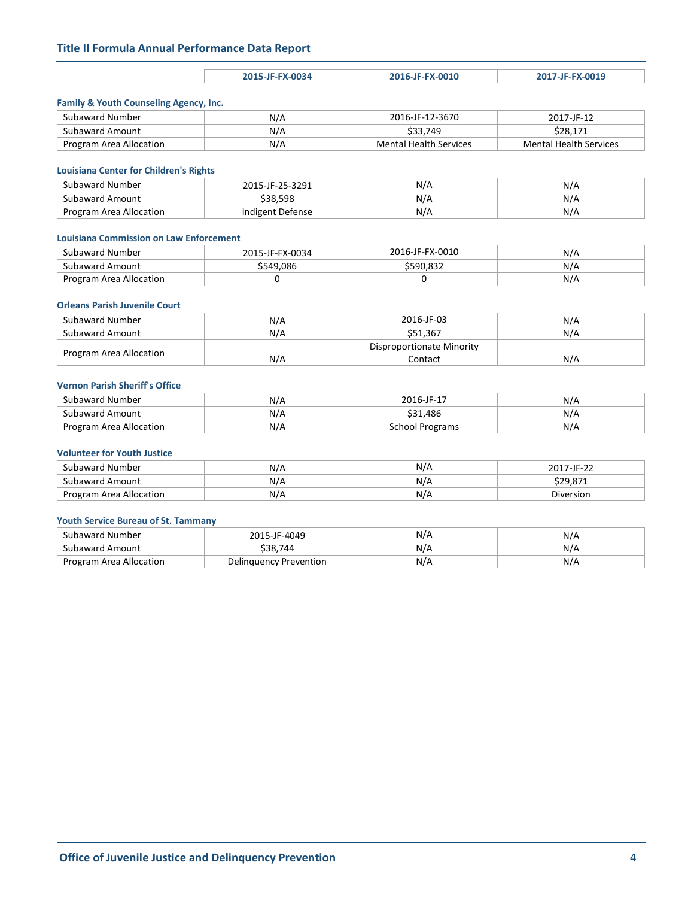## Title II Formula Annual Performance Data Report

| | 2015-JF-FX-0034 | 2016-JF-FX-0010 | 2017-JF-FX-0019 |
|---|---|---|---|

### Family & Youth Counseling Agency, Inc.

| | | | |
|---|---|---|---|
| Subaward Number | N/A | 2016-JF-12-3670 | 2017-JF-12 |
| Subaward Amount | N/A | $33,749 | $28,171 |
| Program Area Allocation | N/A | Mental Health Services | Mental Health Services |

### Louisiana Center for Children's Rights

| | | | |
|---|---|---|---|
| Subaward Number | 2015-JF-25-3291 | N/A | N/A |
| Subaward Amount | $38,598 | N/A | N/A |
| Program Area Allocation | Indigent Defense | N/A | N/A |

### Louisiana Commission on Law Enforcement

| | | | |
|---|---|---|---|
| Subaward Number | 2015-JF-FX-0034 | 2016-JF-FX-0010 | N/A |
| Subaward Amount | $549,086 | $590,832 | N/A |
| Program Area Allocation | 0 | 0 | N/A |

### Orleans Parish Juvenile Court

| | | | |
|---|---|---|---|
| Subaward Number | N/A | 2016-JF-03 | N/A |
| Subaward Amount | N/A | $51,367 | N/A |
| Program Area Allocation | N/A | Disproportionate Minority Contact | N/A |

### Vernon Parish Sheriff's Office

| | | | |
|---|---|---|---|
| Subaward Number | N/A | 2016-JF-17 | N/A |
| Subaward Amount | N/A | $31,486 | N/A |
| Program Area Allocation | N/A | School Programs | N/A |

### Volunteer for Youth Justice

| | | | |
|---|---|---|---|
| Subaward Number | N/A | N/A | 2017-JF-22 |
| Subaward Amount | N/A | N/A | $29,871 |
| Program Area Allocation | N/A | N/A | Diversion |

### Youth Service Bureau of St. Tammany

| | | | |
|---|---|---|---|
| Subaward Number | 2015-JF-4049 | N/A | N/A |
| Subaward Amount | $38,744 | N/A | N/A |
| Program Area Allocation | Delinquency Prevention | N/A | N/A |